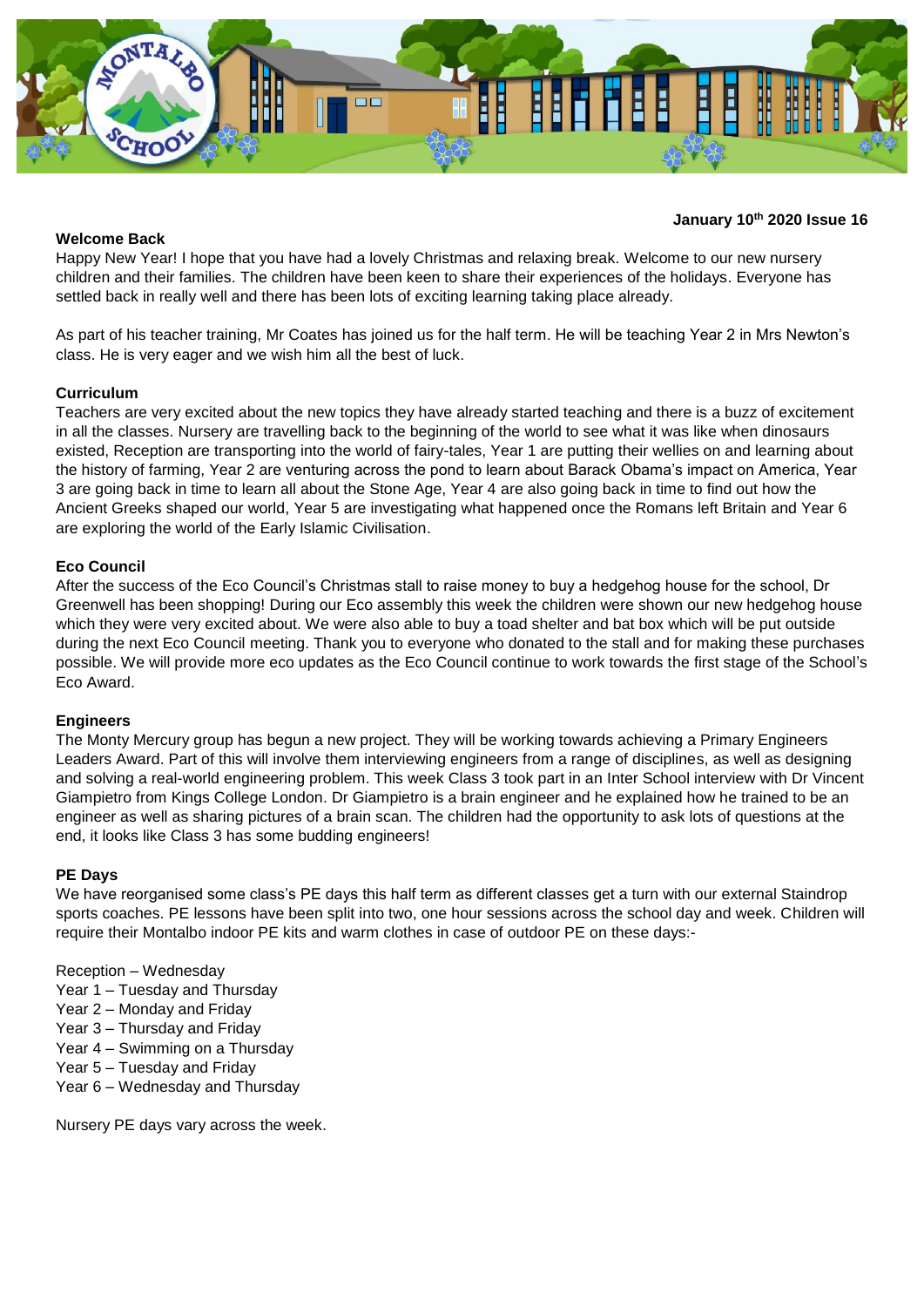**January 10th 2020 Issue 16**

## Welcome Back

Happy New Year! I hope that you have had a lovely Christmas and relaxing break. Welcome to our new nursery children and their families. The children have been keen to share their experiences of the holidays. Everyone has settled back in really well and there has been lots of exciting learning taking place already.

As part of his teacher training, Mr Coates has joined us for the half term. He will be teaching Year 2 in Mrs Newton's class. He is very eager and we wish him all the best of luck.

## Curriculum

Teachers are very excited about the new topics they have already started teaching and there is a buzz of excitement in all the classes. Nursery are travelling back to the beginning of the world to see what it was like when dinosaurs existed, Reception are transporting into the world of fairy-tales, Year 1 are putting their wellies on and learning about the history of farming, Year 2 are venturing across the pond to learn about Barack Obama's impact on America, Year 3 are going back in time to learn all about the Stone Age, Year 4 are also going back in time to find out how the Ancient Greeks shaped our world, Year 5 are investigating what happened once the Romans left Britain and Year 6 are exploring the world of the Early Islamic Civilisation.

## Eco Council

After the success of the Eco Council's Christmas stall to raise money to buy a hedgehog house for the school, Dr Greenwell has been shopping! During our Eco assembly this week the children were shown our new hedgehog house which they were very excited about. We were also able to buy a toad shelter and bat box which will be put outside during the next Eco Council meeting. Thank you to everyone who donated to the stall and for making these purchases possible. We will provide more eco updates as the Eco Council continue to work towards the first stage of the School's Eco Award.

## Engineers

The Monty Mercury group has begun a new project. They will be working towards achieving a Primary Engineers Leaders Award. Part of this will involve them interviewing engineers from a range of disciplines, as well as designing and solving a real-world engineering problem. This week Class 3 took part in an Inter School interview with Dr Vincent Giampietro from Kings College London. Dr Giampietro is a brain engineer and he explained how he trained to be an engineer as well as sharing pictures of a brain scan. The children had the opportunity to ask lots of questions at the end, it looks like Class 3 has some budding engineers!

## PE Days

We have reorganised some class's PE days this half term as different classes get a turn with our external Staindrop sports coaches. PE lessons have been split into two, one hour sessions across the school day and week. Children will require their Montalbo indoor PE kits and warm clothes in case of outdoor PE on these days:-

Reception – Wednesday
Year 1 – Tuesday and Thursday
Year 2 – Monday and Friday
Year 3 – Thursday and Friday
Year 4 – Swimming on a Thursday
Year 5 – Tuesday and Friday
Year 6 – Wednesday and Thursday

Nursery PE days vary across the week.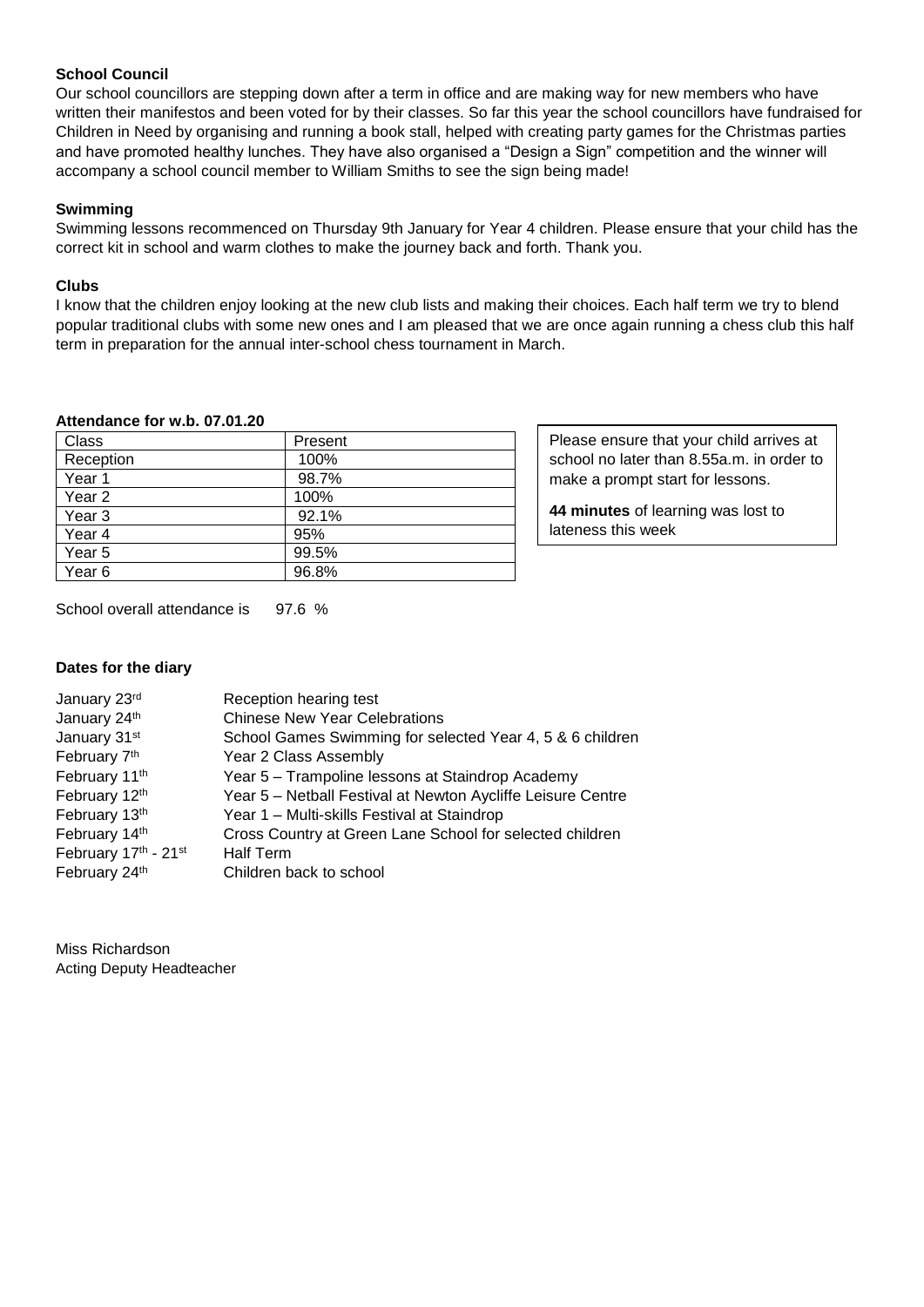**School Council**

Our school councillors are stepping down after a term in office and are making way for new members who have written their manifestos and been voted for by their classes. So far this year the school councillors have fundraised for Children in Need by organising and running a book stall, helped with creating party games for the Christmas parties and have promoted healthy lunches. They have also organised a "Design a Sign" competition and the winner will accompany a school council member to William Smiths to see the sign being made!

**Swimming**

Swimming lessons recommenced on Thursday 9th January for Year 4 children. Please ensure that your child has the correct kit in school and warm clothes to make the journey back and forth. Thank you.

**Clubs**

I know that the children enjoy looking at the new club lists and making their choices. Each half term we try to blend popular traditional clubs with some new ones and I am pleased that we are once again running a chess club this half term in preparation for the annual inter-school chess tournament in March.

**Attendance for w.b. 07.01.20**

| Class | Present |
|---|---|
| Reception | 100% |
| Year 1 | 98.7% |
| Year 2 | 100% |
| Year 3 | 92.1% |
| Year 4 | 95% |
| Year 5 | 99.5% |
| Year 6 | 96.8% |

Please ensure that your child arrives at school no later than 8.55a.m. in order to make a prompt start for lessons.

**44 minutes** of learning was lost to lateness this week

School overall attendance is 97.6 %

**Dates for the diary**

| | |
|---|---|
| January 23rd | Reception hearing test |
| January 24th | Chinese New Year Celebrations |
| January 31st | School Games Swimming for selected Year 4, 5 & 6 children |
| February 7th | Year 2 Class Assembly |
| February 11th | Year 5 – Trampoline lessons at Staindrop Academy |
| February 12th | Year 5 – Netball Festival at Newton Aycliffe Leisure Centre |
| February 13th | Year 1 – Multi-skills Festival at Staindrop |
| February 14th | Cross Country at Green Lane School for selected children |
| February 17th - 21st | Half Term |
| February 24th | Children back to school |

Miss Richardson
Acting Deputy Headteacher